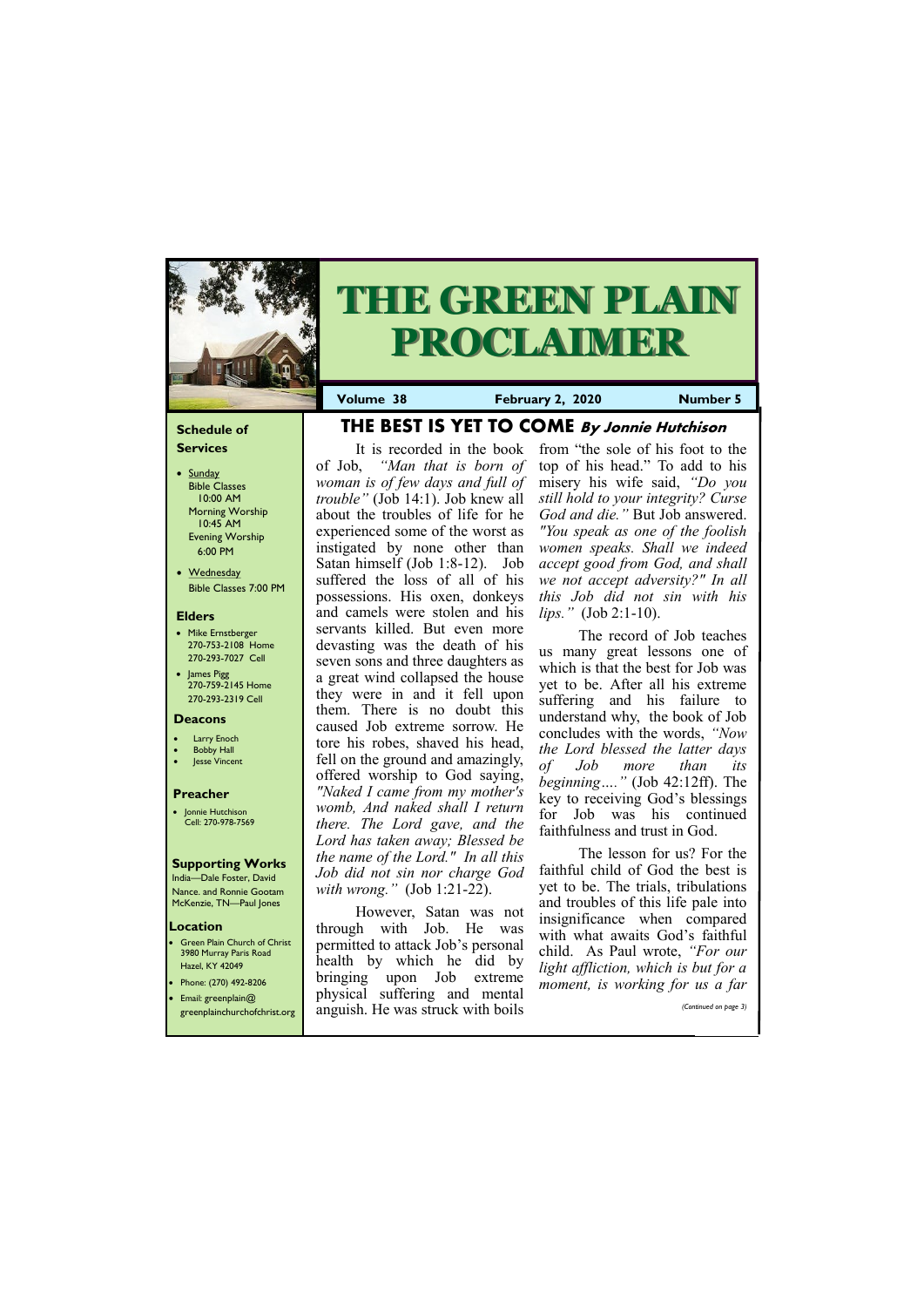# THE GREEN PLAIN PROCLAIMER

**Volume 38** | **February 2, 2020** | **Number 5**

## Schedule of Services

- Sunday
  - Bible Classes 10:00 AM
  - Morning Worship 10:45 AM
  - Evening Worship 6:00 PM
- Wednesday
  - Bible Classes 7:00 PM

## Elders

- Mike Ernstberger 270-753-2108 Home 270-293-7027 Cell
- James Pigg 270-759-2145 Home 270-293-2319 Cell

## Deacons

- Larry Enoch
- Bobby Hall
- Jesse Vincent

## Preacher

- Jonnie Hutchison Cell: 270-978-7569

## Supporting Works

India—Dale Foster, David Nance. and Ronnie Gootam McKenzie, TN—Paul Jones

## Location

- Green Plain Church of Christ 3980 Murray Paris Road Hazel, KY 42049
- Phone: (270) 492-8206
- Email: greenplain@greenplainchurchofchrist.org

## THE BEST IS YET TO COME *By Jonnie Hutchison*

It is recorded in the book of Job, *"Man that is born of woman is of few days and full of trouble"* (Job 14:1). Job knew all about the troubles of life for he experienced some of the worst as instigated by none other than Satan himself (Job 1:8-12). Job suffered the loss of all of his possessions. His oxen, donkeys and camels were stolen and his servants killed. But even more devasting was the death of his seven sons and three daughters as a great wind collapsed the house they were in and it fell upon them. There is no doubt this caused Job extreme sorrow. He tore his robes, shaved his head, fell on the ground and amazingly, offered worship to God saying, *"Naked I came from my mother's womb, And naked shall I return there. The Lord gave, and the Lord has taken away; Blessed be the name of the Lord." In all this Job did not sin nor charge God with wrong."* (Job 1:21-22).

However, Satan was not through with Job. He was permitted to attack Job's personal health by which he did by bringing upon Job extreme physical suffering and mental anguish. He was struck with boils from "the sole of his foot to the top of his head." To add to his misery his wife said, *"Do you still hold to your integrity? Curse God and die."* But Job answered. *"You speak as one of the foolish women speaks. Shall we indeed accept good from God, and shall we not accept adversity?" In all this Job did not sin with his lips."* (Job 2:1-10).

The record of Job teaches us many great lessons one of which is that the best for Job was yet to be. After all his extreme suffering and his failure to understand why, the book of Job concludes with the words, *"Now the Lord blessed the latter days of Job more than its beginning…."* (Job 42:12ff). The key to receiving God's blessings for Job was his continued faithfulness and trust in God.

The lesson for us? For the faithful child of God the best is yet to be. The trials, tribulations and troubles of this life pale into insignificance when compared with what awaits God's faithful child. As Paul wrote, *"For our light affliction, which is but for a moment, is working for us a far*

*(Continued on page 3)*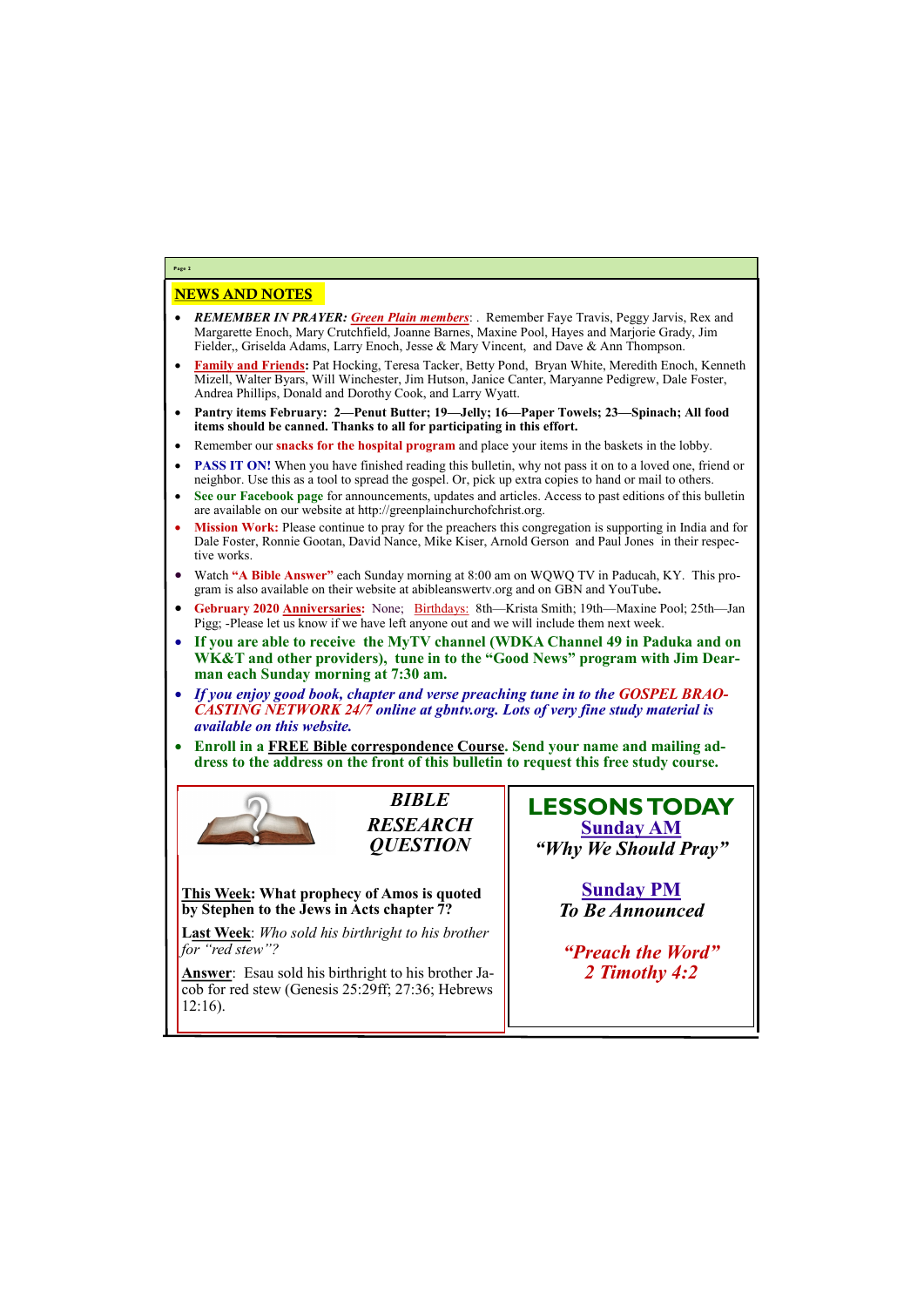## NEWS AND NOTES

- ***REMEMBER IN PRAYER:*** ***Green Plain members***: . Remember Faye Travis, Peggy Jarvis, Rex and Margarette Enoch, Mary Crutchfield, Joanne Barnes, Maxine Pool, Hayes and Marjorie Grady, Jim Fielder,, Griselda Adams, Larry Enoch, Jesse & Mary Vincent, and Dave & Ann Thompson.
- **Family and Friends:** Pat Hocking, Teresa Tacker, Betty Pond, Bryan White, Meredith Enoch, Kenneth Mizell, Walter Byars, Will Winchester, Jim Hutson, Janice Canter, Maryanne Pedigrew, Dale Foster, Andrea Phillips, Donald and Dorothy Cook, and Larry Wyatt.
- **Pantry items February: 2—Penut Butter; 19—Jelly; 16—Paper Towels; 23—Spinach; All food items should be canned. Thanks to all for participating in this effort.**
- Remember our **snacks for the hospital program** and place your items in the baskets in the lobby.
- **PASS IT ON!** When you have finished reading this bulletin, why not pass it on to a loved one, friend or neighbor. Use this as a tool to spread the gospel. Or, pick up extra copies to hand or mail to others.
- **See our Facebook page** for announcements, updates and articles. Access to past editions of this bulletin are available on our website at http://greenplainchurchofchrist.org.
- **Mission Work:** Please continue to pray for the preachers this congregation is supporting in India and for Dale Foster, Ronnie Gootan, David Nance, Mike Kiser, Arnold Gerson and Paul Jones in their respective works.
- Watch **"A Bible Answer"** each Sunday morning at 8:00 am on WQWQ TV in Paducah, KY. This program is also available on their website at abibleanswertv.org and on GBN and YouTube**.**
- **Gebruary 2020 Anniversaries:** None; Birthdays: 8th—Krista Smith; 19th—Maxine Pool; 25th—Jan Pigg; -Please let us know if we have left anyone out and we will include them next week.
- **If you are able to receive the MyTV channel (WDKA Channel 49 in Paduka and on WK&T and other providers), tune in to the "Good News" program with Jim Dearman each Sunday morning at 7:30 am.**
- ***If you enjoy good book, chapter and verse preaching tune in to the GOSPEL BRAOCASTING NETWORK 24/7 online at gbntv.org. Lots of very fine study material is available on this website.***
- **Enroll in a FREE Bible correspondence Course. Send your name and mailing address to the address on the front of this bulletin to request this free study course.**

### *BIBLE RESEARCH QUESTION*

**This Week: What prophecy of Amos is quoted by Stephen to the Jews in Acts chapter 7?**

**Last Week**: *Who sold his birthright to his brother for "red stew"?*

**Answer**: Esau sold his birthright to his brother Jacob for red stew (Genesis 25:29ff; 27:36; Hebrews 12:16).

### LESSONS TODAY

**Sunday AM**

***"Why We Should Pray"***

**Sunday PM**

***To Be Announced***

***"Preach the Word"***
***2 Timothy 4:2***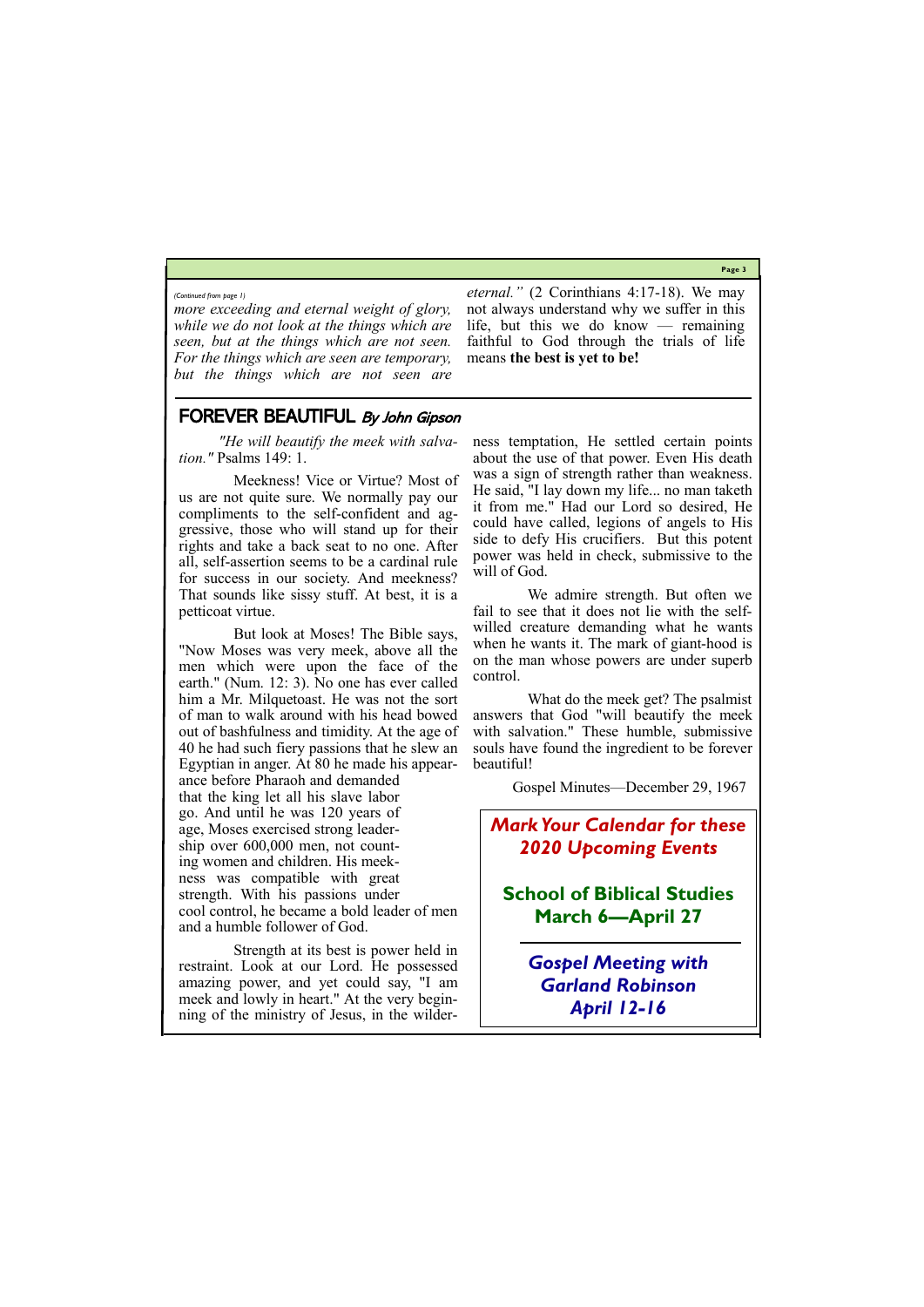*(Continued from page 1)*

*more exceeding and eternal weight of glory, while we do not look at the things which are seen, but at the things which are not seen. For the things which are seen are temporary, but the things which are not seen are eternal."* (2 Corinthians 4:17-18). We may not always understand why we suffer in this life, but this we do know — remaining faithful to God through the trials of life means **the best is yet to be!**

## FOREVER BEAUTIFUL *By John Gipson*

*"He will beautify the meek with salvation."* Psalms 149: 1.

Meekness! Vice or Virtue? Most of us are not quite sure. We normally pay our compliments to the self-confident and aggressive, those who will stand up for their rights and take a back seat to no one. After all, self-assertion seems to be a cardinal rule for success in our society. And meekness? That sounds like sissy stuff. At best, it is a petticoat virtue.

But look at Moses! The Bible says, "Now Moses was very meek, above all the men which were upon the face of the earth." (Num. 12: 3). No one has ever called him a Mr. Milquetoast. He was not the sort of man to walk around with his head bowed out of bashfulness and timidity. At the age of 40 he had such fiery passions that he slew an Egyptian in anger. At 80 he made his appearance before Pharaoh and demanded that the king let all his slave labor go. And until he was 120 years of age, Moses exercised strong leadership over 600,000 men, not counting women and children. His meekness was compatible with great strength. With his passions under cool control, he became a bold leader of men and a humble follower of God.

Strength at its best is power held in restraint. Look at our Lord. He possessed amazing power, and yet could say, "I am meek and lowly in heart." At the very beginning of the ministry of Jesus, in the wilderness temptation, He settled certain points about the use of that power. Even His death was a sign of strength rather than weakness. He said, "I lay down my life... no man taketh it from me." Had our Lord so desired, He could have called, legions of angels to His side to defy His crucifiers. But this potent power was held in check, submissive to the will of God.

We admire strength. But often we fail to see that it does not lie with the self-willed creature demanding what he wants when he wants it. The mark of giant-hood is on the man whose powers are under superb control.

What do the meek get? The psalmist answers that God "will beautify the meek with salvation." These humble, submissive souls have found the ingredient to be forever beautiful!

Gospel Minutes—December 29, 1967

---

***Mark Your Calendar for these 2020 Upcoming Events***

**School of Biblical Studies**
**March 6—April 27**

***Gospel Meeting with Garland Robinson***
***April 12-16***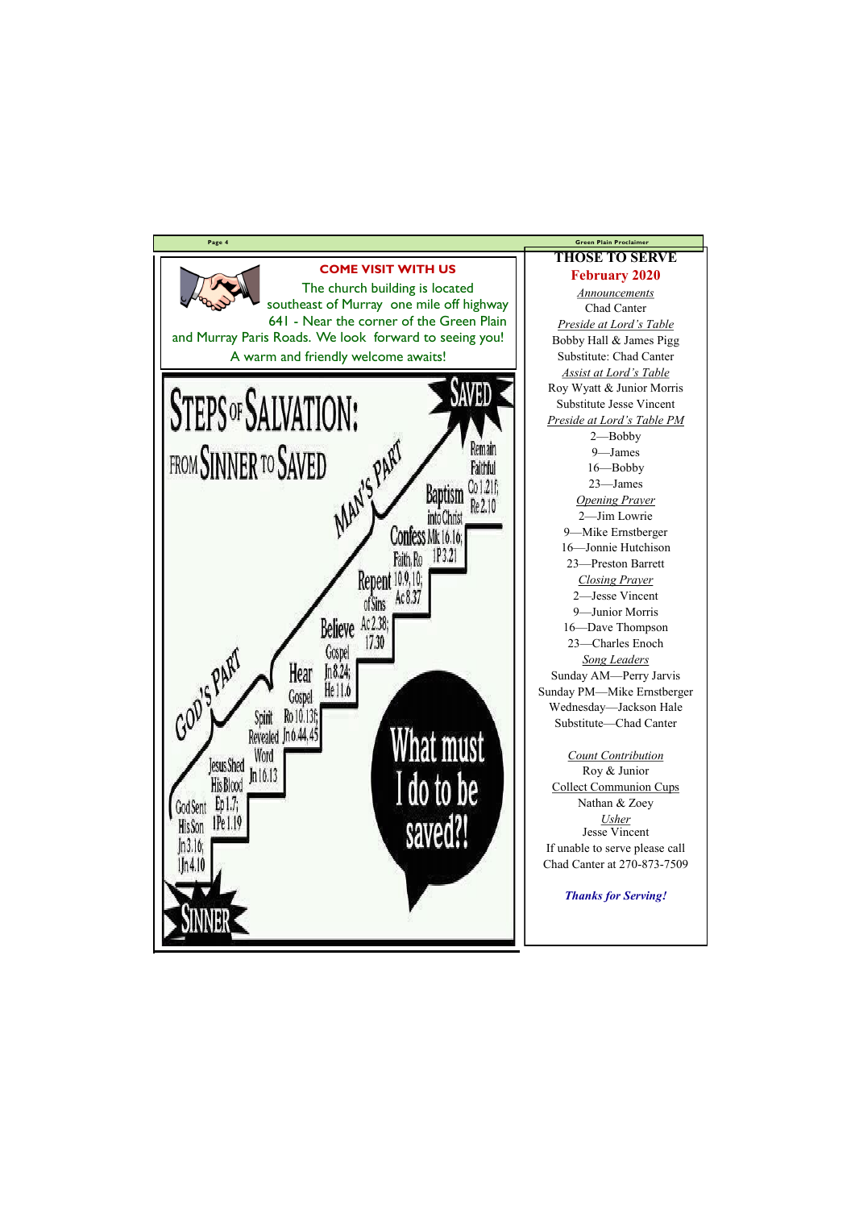## COME VISIT WITH US

The church building is located southeast of Murray one mile off highway 641 - Near the corner of the Green Plain and Murray Paris Roads. We look forward to seeing you! A warm and friendly welcome awaits!

# STEPS OF SALVATION: FROM SINNER TO SAVED

SAVED

MAN'S PART

Remain Faithful Co 1.21f; Re 2.10

Baptism into Christ

Confess Mk 16.16; Faith Ro 1P 3.21

Repent of Sins 10.9,10; Ac 8.37

Believe Gospel Ac 2.38; 17.30

Hear Gospel Jn 8.24; He 11.6

GOD'S PART

Spirit Revealed Word Ro 10.13f; Jn 6.44,45

Jesus Shed His Blood Jn 16.13

God Sent His Son Jn 3.16; 1Jn 4.10 Ep 1.7; 1Pe 1.19

SINNER

What must I do to be saved?!

## THOSE TO SERVE

### February 2020

*Announcements*
Chad Canter

*Preside at Lord's Table*
Bobby Hall & James Pigg
Substitute: Chad Canter

*Assist at Lord's Table*
Roy Wyatt & Junior Morris
Substitute Jesse Vincent

*Preside at Lord's Table PM*
2—Bobby
9—James
16—Bobby
23—James

*Opening Prayer*
2—Jim Lowrie
9—Mike Ernstberger
16—Jonnie Hutchison
23—Preston Barrett

*Closing Prayer*
2—Jesse Vincent
9—Junior Morris
16—Dave Thompson
23—Charles Enoch

*Song Leaders*
Sunday AM—Perry Jarvis
Sunday PM—Mike Ernstberger
Wednesday—Jackson Hale
Substitute—Chad Canter

*Count Contribution*
Roy & Junior

Collect Communion Cups
Nathan & Zoey

*Usher*
Jesse Vincent

If unable to serve please call Chad Canter at 270-873-7509

***Thanks for Serving!***